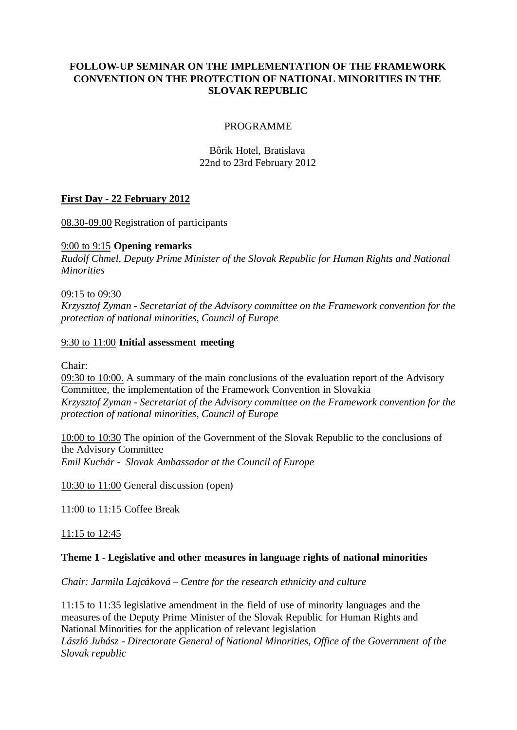**FOLLOW-UP SEMINAR ON THE IMPLEMENTATION OF THE FRAMEWORK CONVENTION ON THE PROTECTION OF NATIONAL MINORITIES IN THE SLOVAK REPUBLIC**

PROGRAMME

Bôrik Hotel, Bratislava
22nd to 23rd February 2012

**First Day - 22 February 2012**

08.30-09.00 Registration of participants

9:00 to 9:15 **Opening remarks**
*Rudolf Chmel, Deputy Prime Minister of the Slovak Republic for Human Rights and National Minorities*

09:15 to 09:30
*Krzysztof Zyman - Secretariat of the Advisory committee on the Framework convention for the protection of national minorities, Council of Europe*

9:30 to 11:00 **Initial assessment meeting**

Chair:
09:30 to 10:00. A summary of the main conclusions of the evaluation report of the Advisory Committee, the implementation of the Framework Convention in Slovakia
*Krzysztof Zyman - Secretariat of the Advisory committee on the Framework convention for the protection of national minorities, Council of Europe*

10:00 to 10:30 The opinion of the Government of the Slovak Republic to the conclusions of the Advisory Committee
*Emil Kuchár - Slovak Ambassador at the Council of Europe*

10:30 to 11:00 General discussion (open)

11:00 to 11:15 Coffee Break

11:15 to 12:45

**Theme 1 - Legislative and other measures in language rights of national minorities**

*Chair: Jarmila Lajcáková – Centre for the research ethnicity and culture*

11:15 to 11:35 legislative amendment in the field of use of minority languages and the measures of the Deputy Prime Minister of the Slovak Republic for Human Rights and National Minorities for the application of relevant legislation
*László Juhász - Directorate General of National Minorities, Office of the Government of the Slovak republic*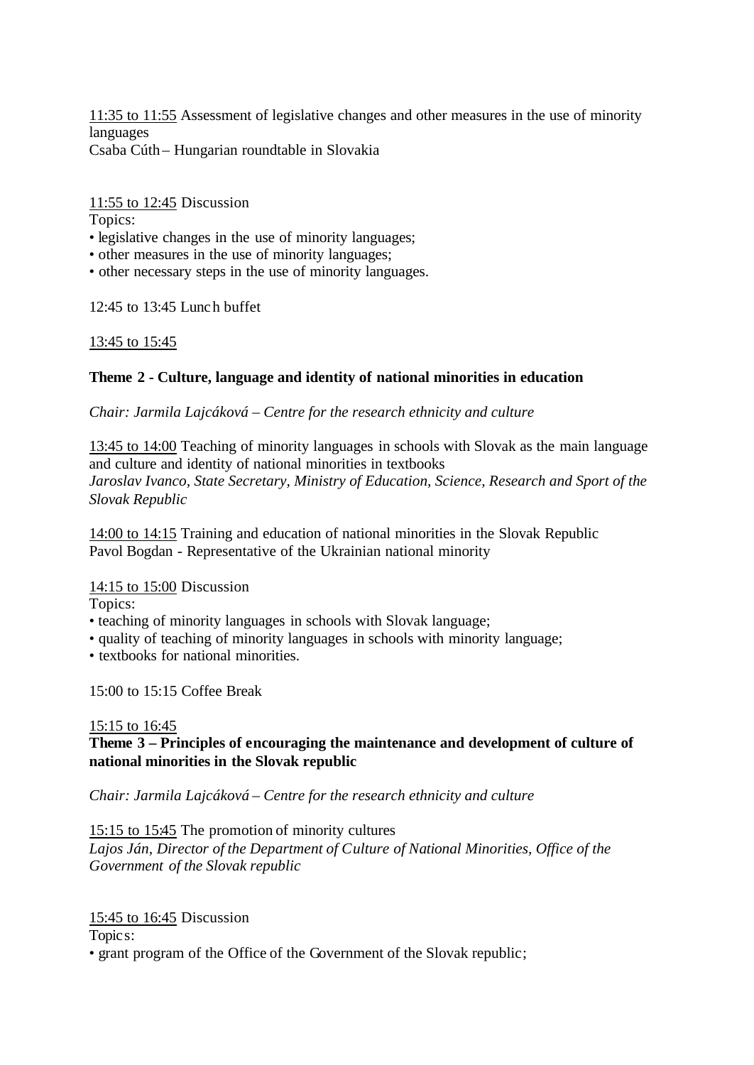11:35 to 11:55 Assessment of legislative changes and other measures in the use of minority languages
Csaba Cúth – Hungarian roundtable in Slovakia

11:55 to 12:45 Discussion
Topics:
- legislative changes in the use of minority languages;
- other measures in the use of minority languages;
- other necessary steps in the use of minority languages.

12:45 to 13:45 Lunch buffet

13:45 to 15:45

**Theme 2 - Culture, language and identity of national minorities in education**

*Chair: Jarmila Lajcáková – Centre for the research ethnicity and culture*

13:45 to 14:00 Teaching of minority languages in schools with Slovak as the main language and culture and identity of national minorities in textbooks
*Jaroslav Ivanco, State Secretary, Ministry of Education, Science, Research and Sport of the Slovak Republic*

14:00 to 14:15 Training and education of national minorities in the Slovak Republic
Pavol Bogdan - Representative of the Ukrainian national minority

14:15 to 15:00 Discussion
Topics:
- teaching of minority languages in schools with Slovak language;
- quality of teaching of minority languages in schools with minority language;
- textbooks for national minorities.

15:00 to 15:15 Coffee Break

15:15 to 16:45
**Theme 3 – Principles of encouraging the maintenance and development of culture of national minorities in the Slovak republic**

*Chair: Jarmila Lajcáková – Centre for the research ethnicity and culture*

15:15 to 15:45 The promotion of minority cultures
*Lajos Ján, Director of the Department of Culture of National Minorities, Office of the Government of the Slovak republic*

15:45 to 16:45 Discussion
Topics:
- grant program of the Office of the Government of the Slovak republic;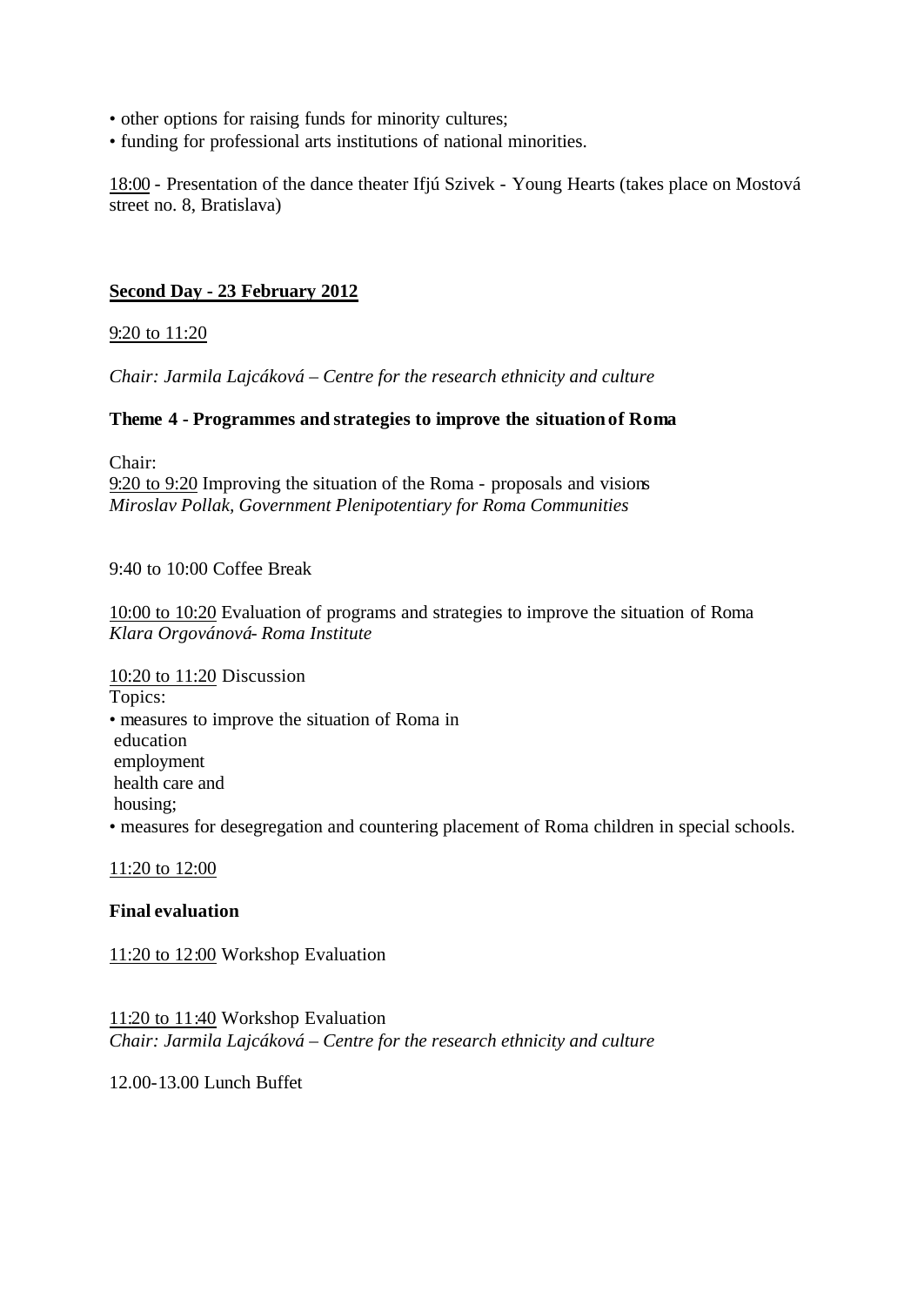- other options for raising funds for minority cultures;
- funding for professional arts institutions of national minorities.

18:00 - Presentation of the dance theater Ifjú Szivek - Young Hearts (takes place on Mostová street no. 8, Bratislava)

## Second Day - 23 February 2012

9:20 to 11:20

*Chair: Jarmila Lajcáková – Centre for the research ethnicity and culture*

**Theme 4 - Programmes and strategies to improve the situation of Roma**

Chair:
9:20 to 9:20 Improving the situation of the Roma - proposals and visions
*Miroslav Pollak, Government Plenipotentiary for Roma Communities*

9:40 to 10:00 Coffee Break

10:00 to 10:20 Evaluation of programs and strategies to improve the situation of Roma
*Klara Orgovánová- Roma Institute*

10:20 to 11:20 Discussion
Topics:
- measures to improve the situation of Roma in
  education
  employment
  health care and
  housing;
- measures for desegregation and countering placement of Roma children in special schools.

11:20 to 12:00

**Final evaluation**

11:20 to 12:00 Workshop Evaluation

11:20 to 11:40 Workshop Evaluation
*Chair: Jarmila Lajcáková – Centre for the research ethnicity and culture*

12.00-13.00 Lunch Buffet